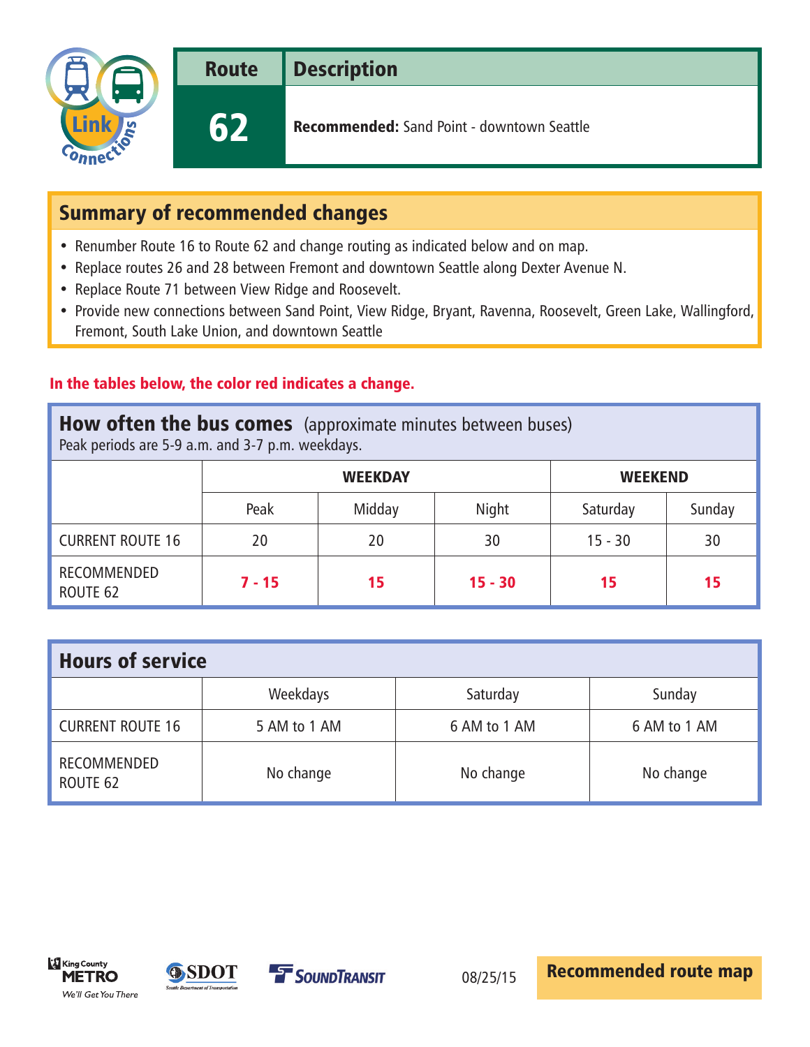| Route | Description |
|---|---|
| 62 | **Recommended:** Sand Point - downtown Seattle |

## Summary of recommended changes

- Renumber Route 16 to Route 62 and change routing as indicated below and on map.
- Replace routes 26 and 28 between Fremont and downtown Seattle along Dexter Avenue N.
- Replace Route 71 between View Ridge and Roosevelt.
- Provide new connections between Sand Point, View Ridge, Bryant, Ravenna, Roosevelt, Green Lake, Wallingford, Fremont, South Lake Union, and downtown Seattle

**In the tables below, the color red indicates a change.**

## How often the bus comes (approximate minutes between buses)

Peak periods are 5-9 a.m. and 3-7 p.m. weekdays.

| | WEEKDAY | | | WEEKEND | |
|---|---|---|---|---|---|
| | Peak | Midday | Night | Saturday | Sunday |
| CURRENT ROUTE 16 | 20 | 20 | 30 | 15 - 30 | 30 |
| RECOMMENDED ROUTE 62 | **7 - 15** | **15** | **15 - 30** | **15** | **15** |

## Hours of service

| | Weekdays | Saturday | Sunday |
|---|---|---|---|
| CURRENT ROUTE 16 | 5 AM to 1 AM | 6 AM to 1 AM | 6 AM to 1 AM |
| RECOMMENDED ROUTE 62 | No change | No change | No change |

08/25/15

**Recommended route map**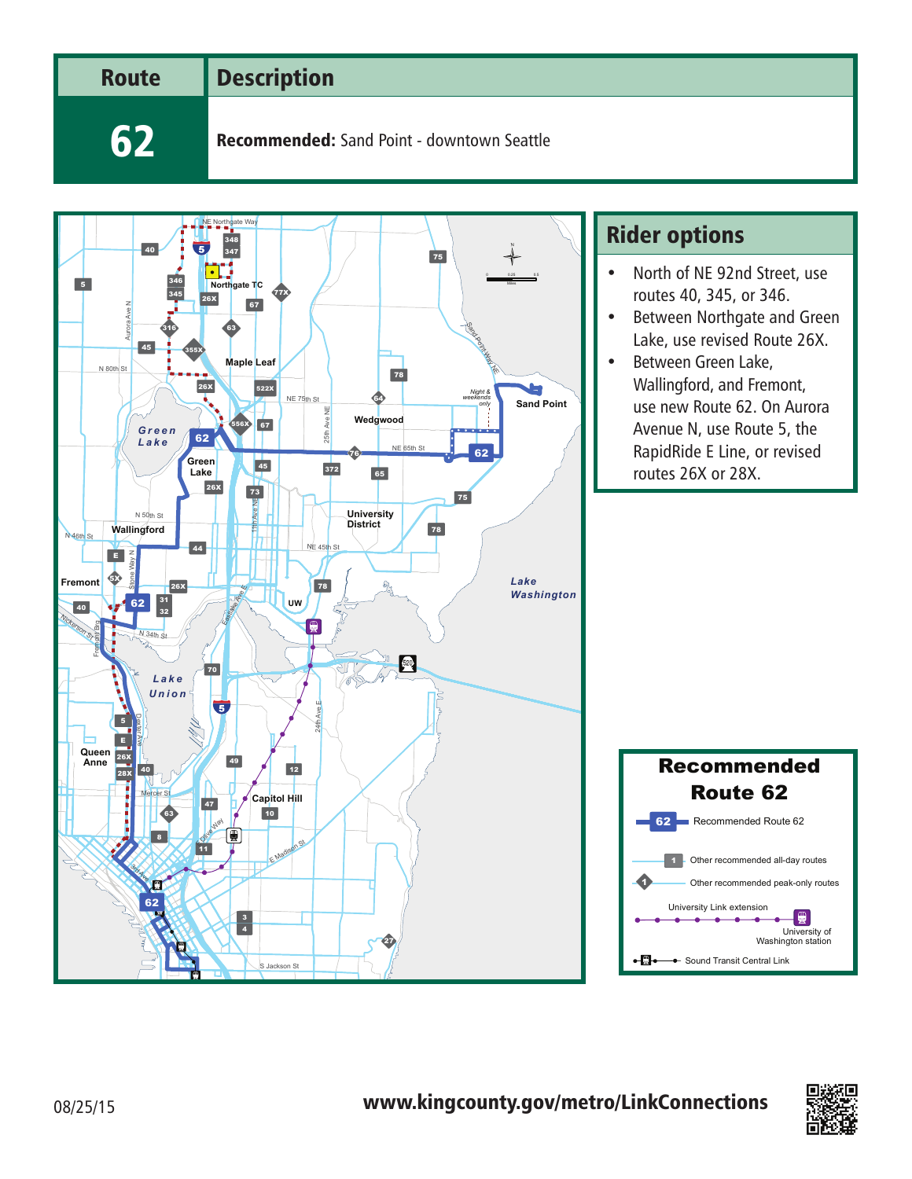| Route | Description |
| --- | --- |
| 62 | **Recommended:** Sand Point - downtown Seattle |

## Rider options

- North of NE 92nd Street, use routes 40, 345, or 346.
- Between Northgate and Green Lake, use revised Route 26X.
- Between Green Lake, Wallingford, and Fremont, use new Route 62. On Aurora Avenue N, use Route 5, the RapidRide E Line, or revised routes 26X or 28X.

## Recommended Route 62

62 Recommended Route 62

1 Other recommended all-day routes

1 Other recommended peak-only routes

University Link extension

University of Washington station

Sound Transit Central Link

08/25/15

**www.kingcounty.gov/metro/LinkConnections**